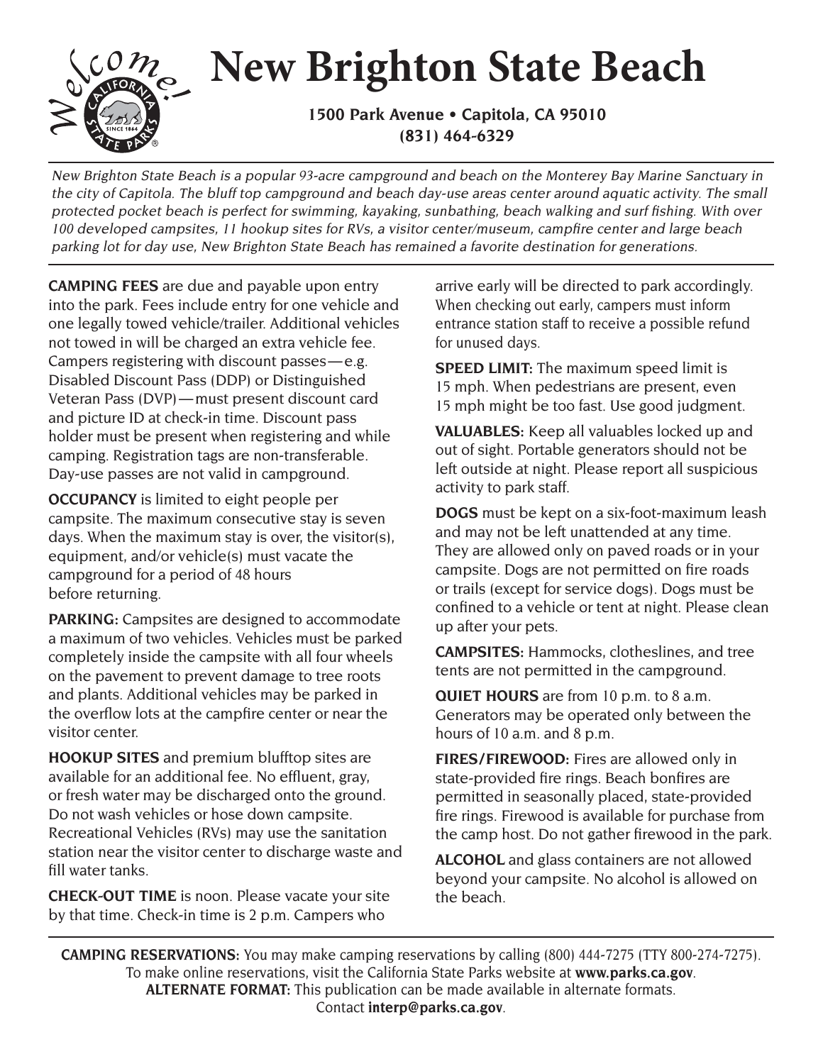# New Brighton State Beach

**1500 Park Avenue • Capitola, CA 95010**
**(831) 464-6329**

*New Brighton State Beach is a popular 93-acre campground and beach on the Monterey Bay Marine Sanctuary in the city of Capitola. The bluff top campground and beach day-use areas center around aquatic activity. The small protected pocket beach is perfect for swimming, kayaking, sunbathing, beach walking and surf fishing. With over 100 developed campsites, 11 hookup sites for RVs, a visitor center/museum, campfire center and large beach parking lot for day use, New Brighton State Beach has remained a favorite destination for generations.*

**CAMPING FEES** are due and payable upon entry into the park. Fees include entry for one vehicle and one legally towed vehicle/trailer. Additional vehicles not towed in will be charged an extra vehicle fee. Campers registering with discount passes—e.g. Disabled Discount Pass (DDP) or Distinguished Veteran Pass (DVP)—must present discount card and picture ID at check-in time. Discount pass holder must be present when registering and while camping. Registration tags are non-transferable. Day-use passes are not valid in campground.

**OCCUPANCY** is limited to eight people per campsite. The maximum consecutive stay is seven days. When the maximum stay is over, the visitor(s), equipment, and/or vehicle(s) must vacate the campground for a period of 48 hours before returning.

**PARKING:** Campsites are designed to accommodate a maximum of two vehicles. Vehicles must be parked completely inside the campsite with all four wheels on the pavement to prevent damage to tree roots and plants. Additional vehicles may be parked in the overflow lots at the campfire center or near the visitor center.

**HOOKUP SITES** and premium blufftop sites are available for an additional fee. No effluent, gray, or fresh water may be discharged onto the ground. Do not wash vehicles or hose down campsite. Recreational Vehicles (RVs) may use the sanitation station near the visitor center to discharge waste and fill water tanks.

**CHECK-OUT TIME** is noon. Please vacate your site by that time. Check-in time is 2 p.m. Campers who arrive early will be directed to park accordingly. When checking out early, campers must inform entrance station staff to receive a possible refund for unused days.

**SPEED LIMIT:** The maximum speed limit is 15 mph. When pedestrians are present, even 15 mph might be too fast. Use good judgment.

**VALUABLES:** Keep all valuables locked up and out of sight. Portable generators should not be left outside at night. Please report all suspicious activity to park staff.

**DOGS** must be kept on a six-foot-maximum leash and may not be left unattended at any time. They are allowed only on paved roads or in your campsite. Dogs are not permitted on fire roads or trails (except for service dogs). Dogs must be confined to a vehicle or tent at night. Please clean up after your pets.

**CAMPSITES:** Hammocks, clotheslines, and tree tents are not permitted in the campground.

**QUIET HOURS** are from 10 p.m. to 8 a.m. Generators may be operated only between the hours of 10 a.m. and 8 p.m.

**FIRES/FIREWOOD:** Fires are allowed only in state-provided fire rings. Beach bonfires are permitted in seasonally placed, state-provided fire rings. Firewood is available for purchase from the camp host. Do not gather firewood in the park.

**ALCOHOL** and glass containers are not allowed beyond your campsite. No alcohol is allowed on the beach.

---

**CAMPING RESERVATIONS:** You may make camping reservations by calling (800) 444-7275 (TTY 800-274-7275). To make online reservations, visit the California State Parks website at **www.parks.ca.gov**.
**ALTERNATE FORMAT:** This publication can be made available in alternate formats. Contact **interp@parks.ca.gov**.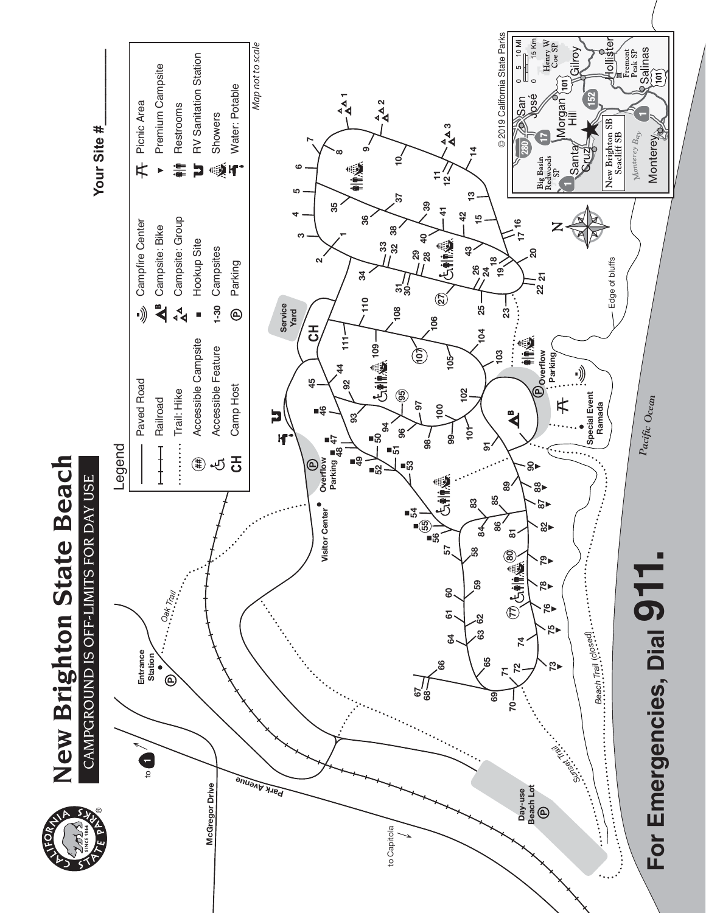# New Brighton State Beach

CAMPGROUND IS OFF-LIMITS FOR DAY USE

Your Site # ________

## Legend

| | | | | | |
|---|---|---|---|---|---|
| Paved Road | | Campfire Center | | Picnic Area | |
| Railroad | | Campsite: Bike | | Premium Campsite | |
| Trail: Hike | | Campsite: Group | | Restrooms | |
| (##) | Accessible Campsite | ■ | Hookup Site | | RV Sanitation Station |
| | Accessible Feature | 1-30 | Campsites | | Showers |
| CH | Camp Host | (P) | Parking | | Water: Potable |

*Map not to scale*

Entrance Station

Oak Trail

McGregor Drive

Park Avenue

to 1

to Capitola

Day-use Beach Lot

Sunset Trail

Beach Trail (closed)

Visitor Center

Overflow Parking

Service Yard

Special Event Ramada

Edge of bluffs

*Pacific Ocean*

New Brighton SB

Seacliff SB

San José

Morgan Hill

Gilroy

Hollister

Salinas

Santa Cruz

Monterey

Monterey Bay

Big Basin Redwoods SP

Henry W Coe SP

Fremont Peak SP

© 2019 California State Parks

0 5 10 Mi

0 15 Km

# For Emergencies, Dial 911.